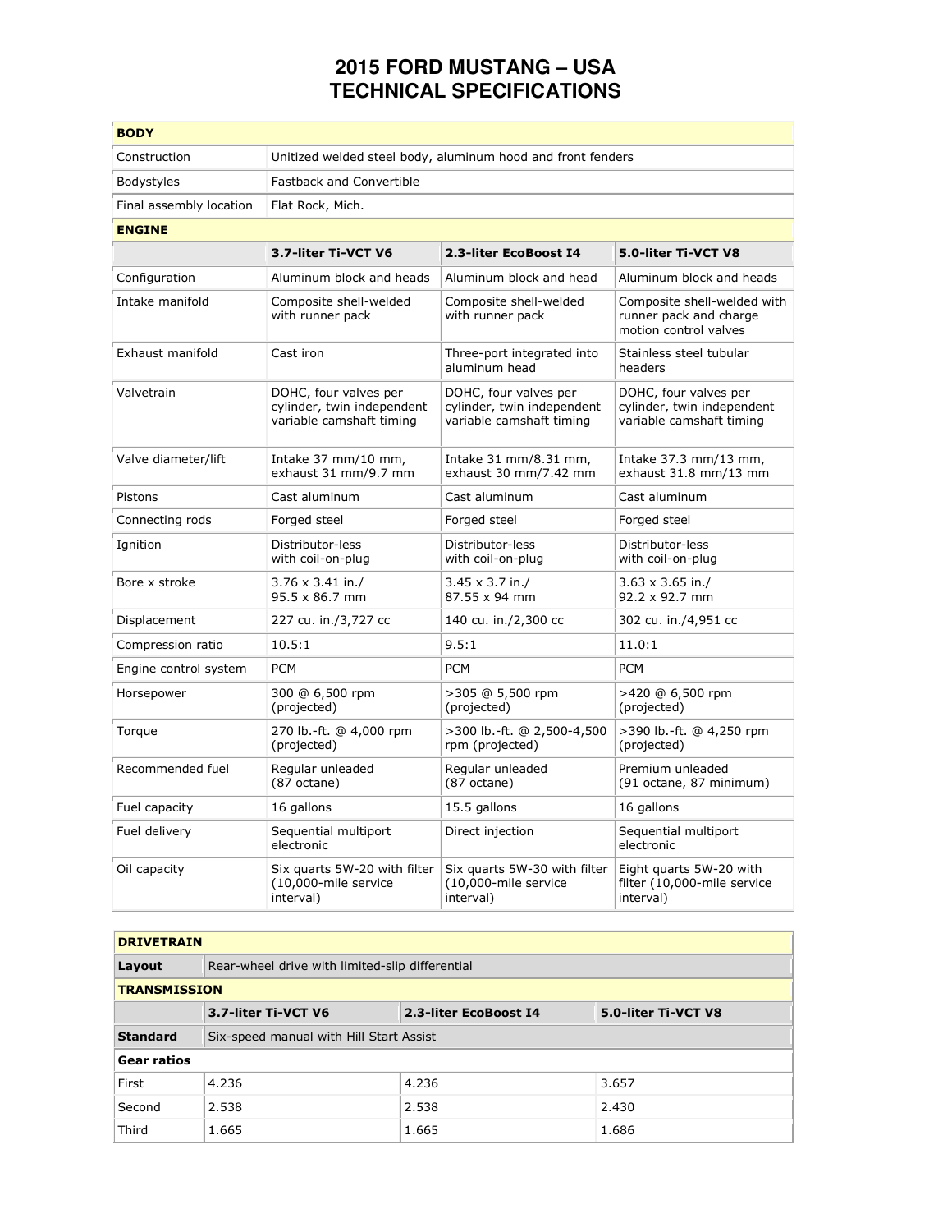# 2015 FORD MUSTANG – USA
# TECHNICAL SPECIFICATIONS

| **BODY** | |
|---|---|
| Construction | Unitized welded steel body, aluminum hood and front fenders |
| Bodystyles | Fastback and Convertible |
| Final assembly location | Flat Rock, Mich. |

| **ENGINE** | | | |
|---|---|---|---|
| | **3.7-liter Ti-VCT V6** | **2.3-liter EcoBoost I4** | **5.0-liter Ti-VCT V8** |
| Configuration | Aluminum block and heads | Aluminum block and head | Aluminum block and heads |
| Intake manifold | Composite shell-welded with runner pack | Composite shell-welded with runner pack | Composite shell-welded with runner pack and charge motion control valves |
| Exhaust manifold | Cast iron | Three-port integrated into aluminum head | Stainless steel tubular headers |
| Valvetrain | DOHC, four valves per cylinder, twin independent variable camshaft timing | DOHC, four valves per cylinder, twin independent variable camshaft timing | DOHC, four valves per cylinder, twin independent variable camshaft timing |
| Valve diameter/lift | Intake 37 mm/10 mm, exhaust 31 mm/9.7 mm | Intake 31 mm/8.31 mm, exhaust 30 mm/7.42 mm | Intake 37.3 mm/13 mm, exhaust 31.8 mm/13 mm |
| Pistons | Cast aluminum | Cast aluminum | Cast aluminum |
| Connecting rods | Forged steel | Forged steel | Forged steel |
| Ignition | Distributor-less with coil-on-plug | Distributor-less with coil-on-plug | Distributor-less with coil-on-plug |
| Bore x stroke | 3.76 x 3.41 in./ 95.5 x 86.7 mm | 3.45 x 3.7 in./ 87.55 x 94 mm | 3.63 x 3.65 in./ 92.2 x 92.7 mm |
| Displacement | 227 cu. in./3,727 cc | 140 cu. in./2,300 cc | 302 cu. in./4,951 cc |
| Compression ratio | 10.5:1 | 9.5:1 | 11.0:1 |
| Engine control system | PCM | PCM | PCM |
| Horsepower | 300 @ 6,500 rpm (projected) | >305 @ 5,500 rpm (projected) | >420 @ 6,500 rpm (projected) |
| Torque | 270 lb.-ft. @ 4,000 rpm (projected) | >300 lb.-ft. @ 2,500-4,500 rpm (projected) | >390 lb.-ft. @ 4,250 rpm (projected) |
| Recommended fuel | Regular unleaded (87 octane) | Regular unleaded (87 octane) | Premium unleaded (91 octane, 87 minimum) |
| Fuel capacity | 16 gallons | 15.5 gallons | 16 gallons |
| Fuel delivery | Sequential multiport electronic | Direct injection | Sequential multiport electronic |
| Oil capacity | Six quarts 5W-20 with filter (10,000-mile service interval) | Six quarts 5W-30 with filter (10,000-mile service interval) | Eight quarts 5W-20 with filter (10,000-mile service interval) |

| **DRIVETRAIN** | | | |
|---|---|---|---|
| **Layout** | Rear-wheel drive with limited-slip differential | | |
| **TRANSMISSION** | | | |
| | **3.7-liter Ti-VCT V6** | **2.3-liter EcoBoost I4** | **5.0-liter Ti-VCT V8** |
| **Standard** | Six-speed manual with Hill Start Assist | | |
| **Gear ratios** | | | |
| First | 4.236 | 4.236 | 3.657 |
| Second | 2.538 | 2.538 | 2.430 |
| Third | 1.665 | 1.665 | 1.686 |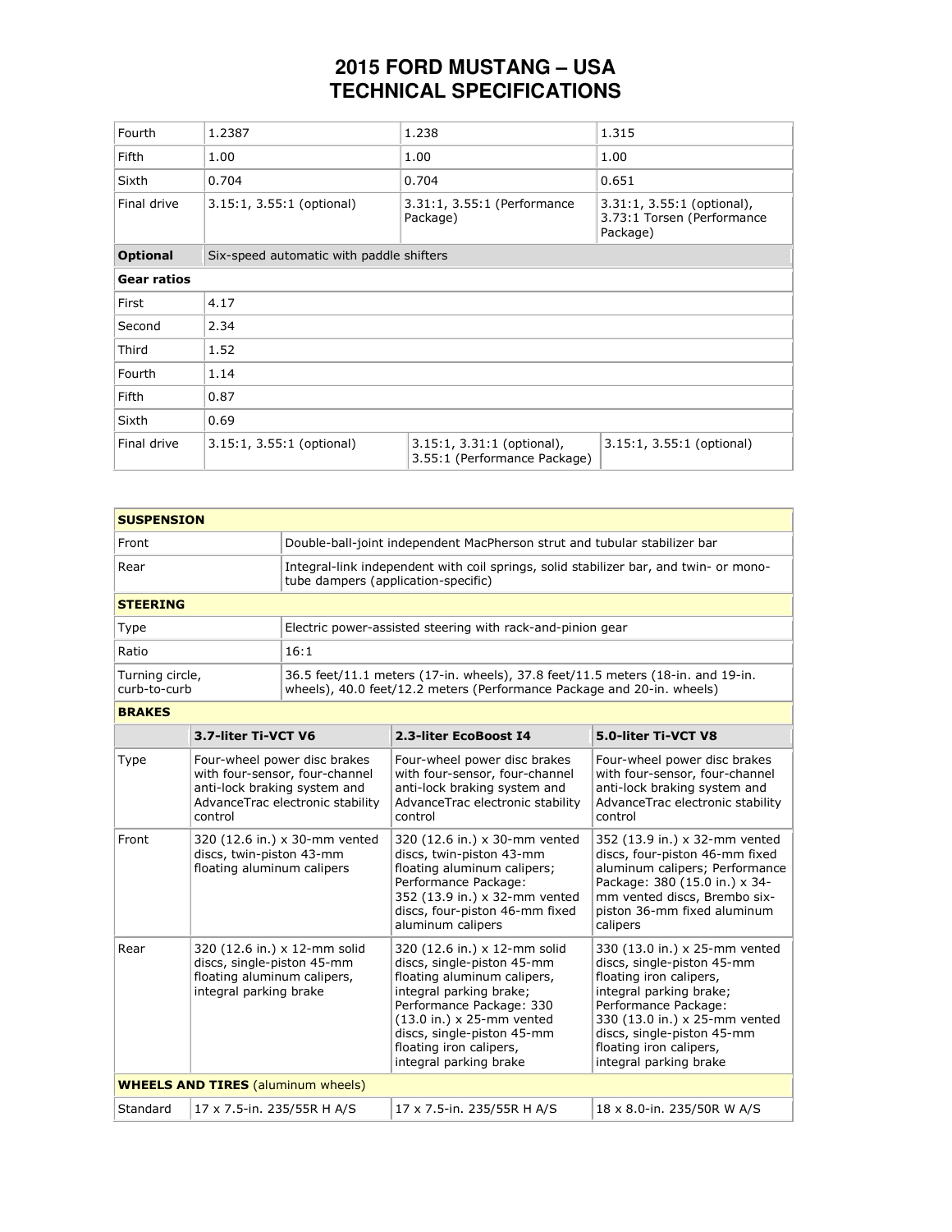# 2015 FORD MUSTANG – USA
# TECHNICAL SPECIFICATIONS

| | | | |
|---|---|---|---|
| Fourth | 1.2387 | 1.238 | 1.315 |
| Fifth | 1.00 | 1.00 | 1.00 |
| Sixth | 0.704 | 0.704 | 0.651 |
| Final drive | 3.15:1, 3.55:1 (optional) | 3.31:1, 3.55:1 (Performance Package) | 3.31:1, 3.55:1 (optional), 3.73:1 Torsen (Performance Package) |
| **Optional** | Six-speed automatic with paddle shifters | | |
| **Gear ratios** | | | |
| First | 4.17 | | |
| Second | 2.34 | | |
| Third | 1.52 | | |
| Fourth | 1.14 | | |
| Fifth | 0.87 | | |
| Sixth | 0.69 | | |
| Final drive | 3.15:1, 3.55:1 (optional) | 3.15:1, 3.31:1 (optional), 3.55:1 (Performance Package) | 3.15:1, 3.55:1 (optional) |

| **SUSPENSION** | |
|---|---|
| Front | Double-ball-joint independent MacPherson strut and tubular stabilizer bar |
| Rear | Integral-link independent with coil springs, solid stabilizer bar, and twin- or mono-tube dampers (application-specific) |
| **STEERING** | |
| Type | Electric power-assisted steering with rack-and-pinion gear |
| Ratio | 16:1 |
| Turning circle, curb-to-curb | 36.5 feet/11.1 meters (17-in. wheels), 37.8 feet/11.5 meters (18-in. and 19-in. wheels), 40.0 feet/12.2 meters (Performance Package and 20-in. wheels) |

| **BRAKES** | | | |
|---|---|---|---|
| | **3.7-liter Ti-VCT V6** | **2.3-liter EcoBoost I4** | **5.0-liter Ti-VCT V8** |
| Type | Four-wheel power disc brakes with four-sensor, four-channel anti-lock braking system and AdvanceTrac electronic stability control | Four-wheel power disc brakes with four-sensor, four-channel anti-lock braking system and AdvanceTrac electronic stability control | Four-wheel power disc brakes with four-sensor, four-channel anti-lock braking system and AdvanceTrac electronic stability control |
| Front | 320 (12.6 in.) x 30-mm vented discs, twin-piston 43-mm floating aluminum calipers | 320 (12.6 in.) x 30-mm vented discs, twin-piston 43-mm floating aluminum calipers; Performance Package: 352 (13.9 in.) x 32-mm vented discs, four-piston 46-mm fixed aluminum calipers | 352 (13.9 in.) x 32-mm vented discs, four-piston 46-mm fixed aluminum calipers; Performance Package: 380 (15.0 in.) x 34-mm vented discs, Brembo six-piston 36-mm fixed aluminum calipers |
| Rear | 320 (12.6 in.) x 12-mm solid discs, single-piston 45-mm floating aluminum calipers, integral parking brake | 320 (12.6 in.) x 12-mm solid discs, single-piston 45-mm floating aluminum calipers, integral parking brake; Performance Package: 330 (13.0 in.) x 25-mm vented discs, single-piston 45-mm floating iron calipers, integral parking brake | 330 (13.0 in.) x 25-mm vented discs, single-piston 45-mm floating iron calipers, integral parking brake; Performance Package: 330 (13.0 in.) x 25-mm vented discs, single-piston 45-mm floating iron calipers, integral parking brake |
| **WHEELS AND TIRES** (aluminum wheels) | | | |
| Standard | 17 x 7.5-in. 235/55R H A/S | 17 x 7.5-in. 235/55R H A/S | 18 x 8.0-in. 235/50R W A/S |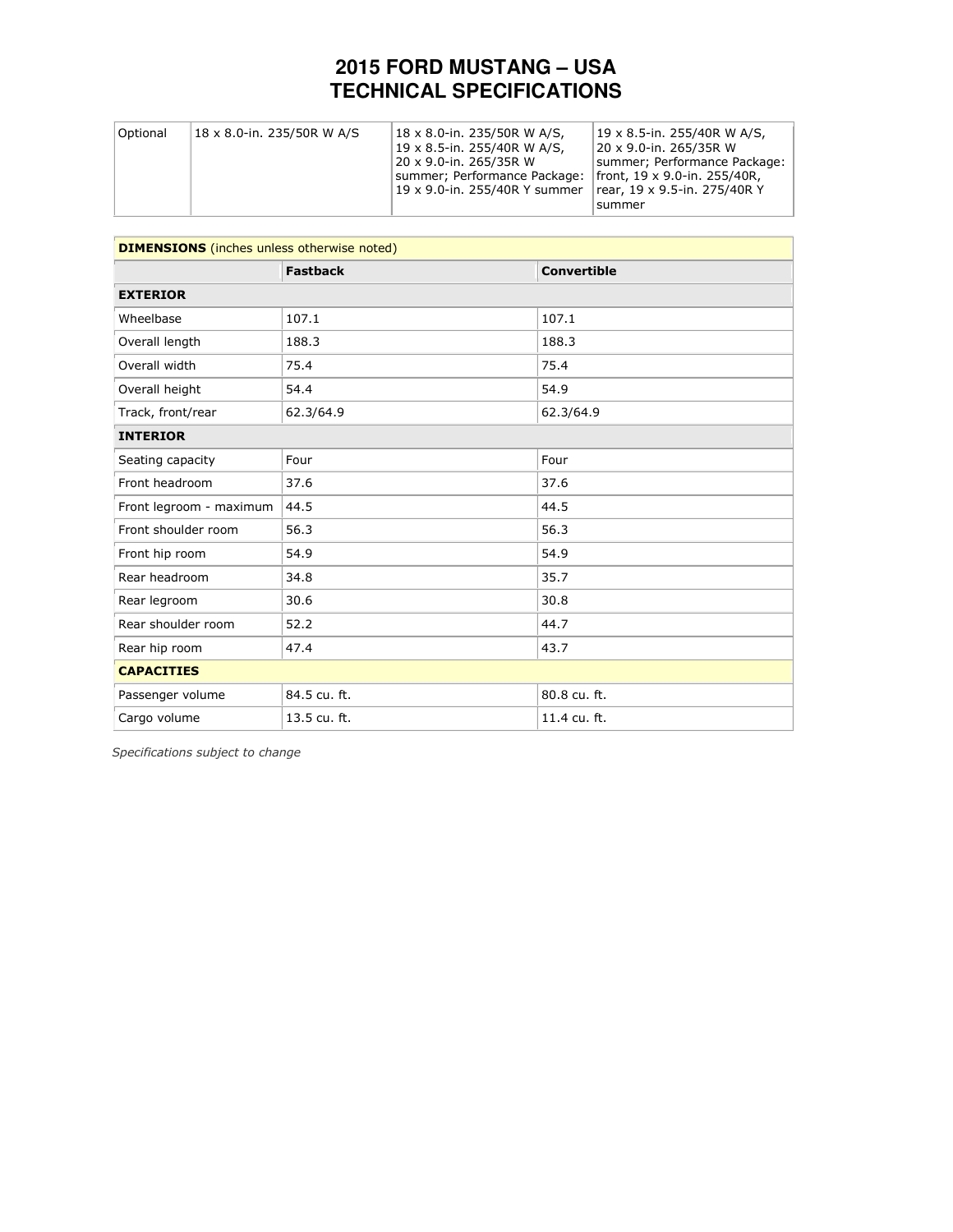# 2015 FORD MUSTANG – USA
# TECHNICAL SPECIFICATIONS

| | | | |
|---|---|---|---|
| Optional | 18 x 8.0-in. 235/50R W A/S | 18 x 8.0-in. 235/50R W A/S, 19 x 8.5-in. 255/40R W A/S, 20 x 9.0-in. 265/35R W summer; Performance Package: 19 x 9.0-in. 255/40R Y summer | 19 x 8.5-in. 255/40R W A/S, 20 x 9.0-in. 265/35R W summer; Performance Package: front, 19 x 9.0-in. 255/40R, rear, 19 x 9.5-in. 275/40R Y summer |

| **DIMENSIONS** (inches unless otherwise noted) | | |
|---|---|---|
| | **Fastback** | **Convertible** |
| **EXTERIOR** | | |
| Wheelbase | 107.1 | 107.1 |
| Overall length | 188.3 | 188.3 |
| Overall width | 75.4 | 75.4 |
| Overall height | 54.4 | 54.9 |
| Track, front/rear | 62.3/64.9 | 62.3/64.9 |
| **INTERIOR** | | |
| Seating capacity | Four | Four |
| Front headroom | 37.6 | 37.6 |
| Front legroom - maximum | 44.5 | 44.5 |
| Front shoulder room | 56.3 | 56.3 |
| Front hip room | 54.9 | 54.9 |
| Rear headroom | 34.8 | 35.7 |
| Rear legroom | 30.6 | 30.8 |
| Rear shoulder room | 52.2 | 44.7 |
| Rear hip room | 47.4 | 43.7 |
| **CAPACITIES** | | |
| Passenger volume | 84.5 cu. ft. | 80.8 cu. ft. |
| Cargo volume | 13.5 cu. ft. | 11.4 cu. ft. |

*Specifications subject to change*